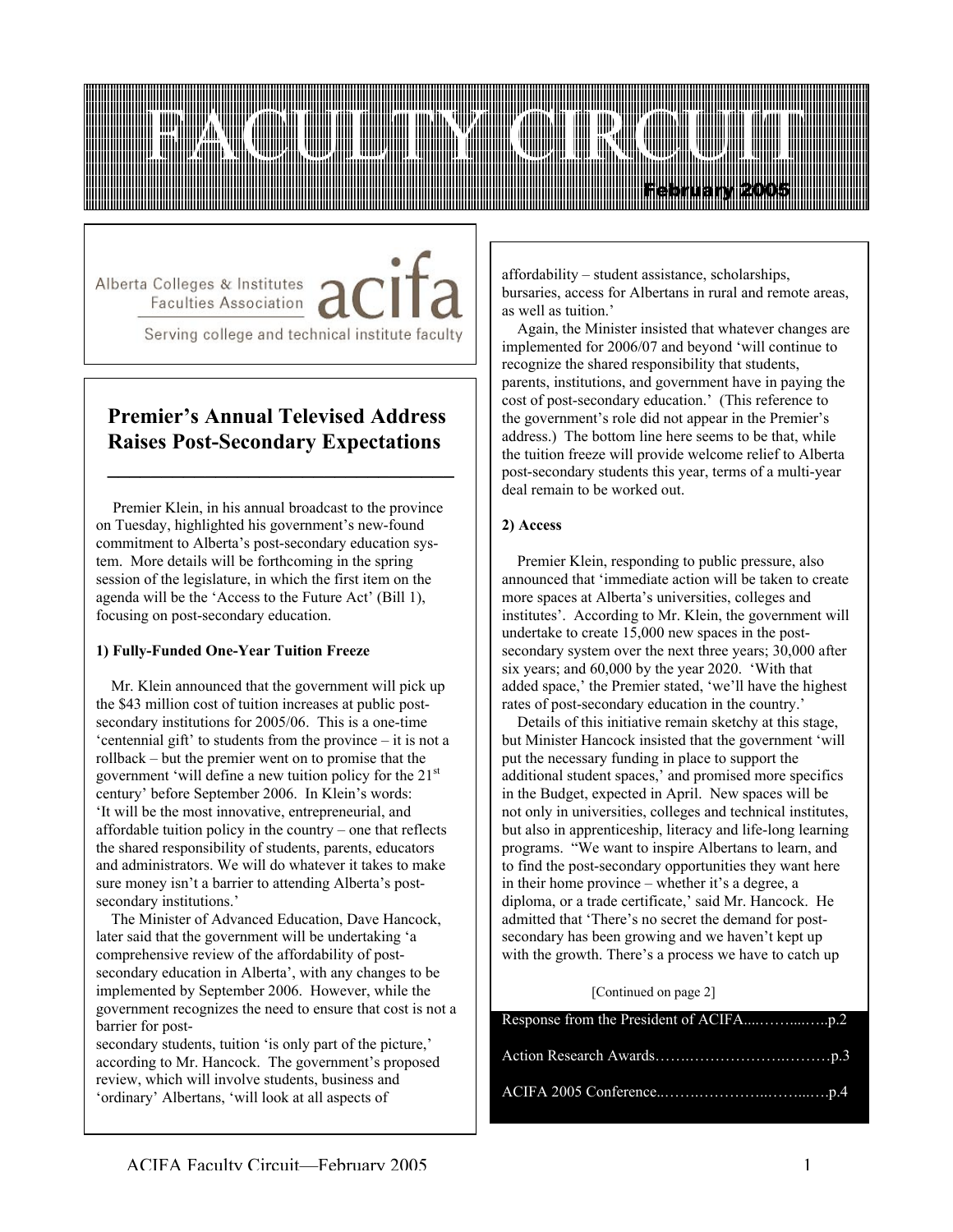# FACULTY CIRCUIT

February 2005

Alberta Colleges & Institutes Faculties Association

acifa

Serving college and technical institute faculty

## Premier's Annual Televised Address Raises Post-Secondary Expectations

Premier Klein, in his annual broadcast to the province on Tuesday, highlighted his government's new-found commitment to Alberta's post-secondary education system. More details will be forthcoming in the spring session of the legislature, in which the first item on the agenda will be the 'Access to the Future Act' (Bill 1), focusing on post-secondary education.

**1) Fully-Funded One-Year Tuition Freeze**

Mr. Klein announced that the government will pick up the $43 million cost of tuition increases at public post-secondary institutions for 2005/06. This is a one-time 'centennial gift' to students from the province – it is not a rollback – but the premier went on to promise that the government 'will define a new tuition policy for the 21st century' before September 2006. In Klein's words: 'It will be the most innovative, entrepreneurial, and affordable tuition policy in the country – one that reflects the shared responsibility of students, parents, educators and administrators. We will do whatever it takes to make sure money isn't a barrier to attending Alberta's post-secondary institutions.'

The Minister of Advanced Education, Dave Hancock, later said that the government will be undertaking 'a comprehensive review of the affordability of post-secondary education in Alberta', with any changes to be implemented by September 2006. However, while the government recognizes the need to ensure that cost is not a barrier for post-secondary students, tuition 'is only part of the picture,' according to Mr. Hancock. The government's proposed review, which will involve students, business and 'ordinary' Albertans, 'will look at all aspects of affordability – student assistance, scholarships, bursaries, access for Albertans in rural and remote areas, as well as tuition.'

Again, the Minister insisted that whatever changes are implemented for 2006/07 and beyond 'will continue to recognize the shared responsibility that students, parents, institutions, and government have in paying the cost of post-secondary education.' (This reference to the government's role did not appear in the Premier's address.) The bottom line here seems to be that, while the tuition freeze will provide welcome relief to Alberta post-secondary students this year, terms of a multi-year deal remain to be worked out.

**2) Access**

Premier Klein, responding to public pressure, also announced that 'immediate action will be taken to create more spaces at Alberta's universities, colleges and institutes'. According to Mr. Klein, the government will undertake to create 15,000 new spaces in the post-secondary system over the next three years; 30,000 after six years; and 60,000 by the year 2020. 'With that added space,' the Premier stated, 'we'll have the highest rates of post-secondary education in the country.'

Details of this initiative remain sketchy at this stage, but Minister Hancock insisted that the government 'will put the necessary funding in place to support the additional student spaces,' and promised more specifics in the Budget, expected in April. New spaces will be not only in universities, colleges and technical institutes, but also in apprenticeship, literacy and life-long learning programs. "We want to inspire Albertans to learn, and to find the post-secondary opportunities they want here in their home province – whether it's a degree, a diploma, or a trade certificate,' said Mr. Hancock. He admitted that 'There's no secret the demand for post-secondary has been growing and we haven't kept up with the growth. There's a process we have to catch up

[Continued on page 2]

Response from the President of ACIFA....…….....…..p.2

Action Research Awards…….………………..………p.3

ACIFA 2005 Conference..…….…………..……...….p.4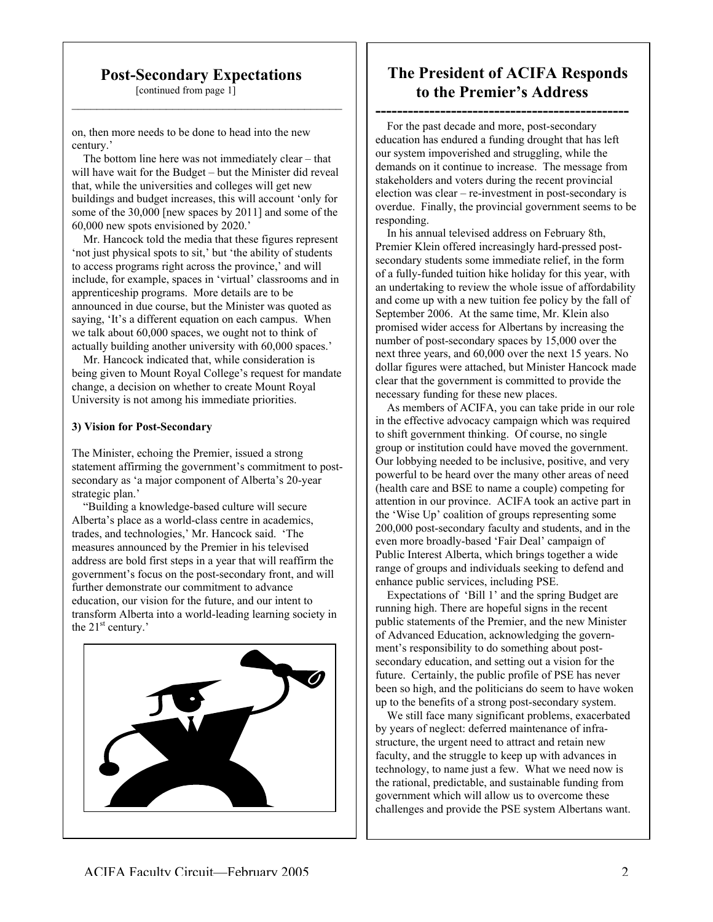## Post-Secondary Expectations

[continued from page 1]

on, then more needs to be done to head into the new century.'

The bottom line here was not immediately clear – that will have wait for the Budget – but the Minister did reveal that, while the universities and colleges will get new buildings and budget increases, this will account 'only for some of the 30,000 [new spaces by 2011] and some of the 60,000 new spots envisioned by 2020.'

Mr. Hancock told the media that these figures represent 'not just physical spots to sit,' but 'the ability of students to access programs right across the province,' and will include, for example, spaces in 'virtual' classrooms and in apprenticeship programs. More details are to be announced in due course, but the Minister was quoted as saying, 'It's a different equation on each campus. When we talk about 60,000 spaces, we ought not to think of actually building another university with 60,000 spaces.'

Mr. Hancock indicated that, while consideration is being given to Mount Royal College's request for mandate change, a decision on whether to create Mount Royal University is not among his immediate priorities.

**3) Vision for Post-Secondary**

The Minister, echoing the Premier, issued a strong statement affirming the government's commitment to post-secondary as 'a major component of Alberta's 20-year strategic plan.'

"Building a knowledge-based culture will secure Alberta's place as a world-class centre in academics, trades, and technologies,' Mr. Hancock said. 'The measures announced by the Premier in his televised address are bold first steps in a year that will reaffirm the government's focus on the post-secondary front, and will further demonstrate our commitment to advance education, our vision for the future, and our intent to transform Alberta into a world-leading learning society in the 21st century.'

## The President of ACIFA Responds to the Premier's Address

For the past decade and more, post-secondary education has endured a funding drought that has left our system impoverished and struggling, while the demands on it continue to increase. The message from stakeholders and voters during the recent provincial election was clear – re-investment in post-secondary is overdue. Finally, the provincial government seems to be responding.

In his annual televised address on February 8th, Premier Klein offered increasingly hard-pressed post-secondary students some immediate relief, in the form of a fully-funded tuition hike holiday for this year, with an undertaking to review the whole issue of affordability and come up with a new tuition fee policy by the fall of September 2006. At the same time, Mr. Klein also promised wider access for Albertans by increasing the number of post-secondary spaces by 15,000 over the next three years, and 60,000 over the next 15 years. No dollar figures were attached, but Minister Hancock made clear that the government is committed to provide the necessary funding for these new places.

As members of ACIFA, you can take pride in our role in the effective advocacy campaign which was required to shift government thinking. Of course, no single group or institution could have moved the government. Our lobbying needed to be inclusive, positive, and very powerful to be heard over the many other areas of need (health care and BSE to name a couple) competing for attention in our province. ACIFA took an active part in the 'Wise Up' coalition of groups representing some 200,000 post-secondary faculty and students, and in the even more broadly-based 'Fair Deal' campaign of Public Interest Alberta, which brings together a wide range of groups and individuals seeking to defend and enhance public services, including PSE.

Expectations of 'Bill 1' and the spring Budget are running high. There are hopeful signs in the recent public statements of the Premier, and the new Minister of Advanced Education, acknowledging the government's responsibility to do something about post-secondary education, and setting out a vision for the future. Certainly, the public profile of PSE has never been so high, and the politicians do seem to have woken up to the benefits of a strong post-secondary system.

We still face many significant problems, exacerbated by years of neglect: deferred maintenance of infrastructure, the urgent need to attract and retain new faculty, and the struggle to keep up with advances in technology, to name just a few. What we need now is the rational, predictable, and sustainable funding from government which will allow us to overcome these challenges and provide the PSE system Albertans want.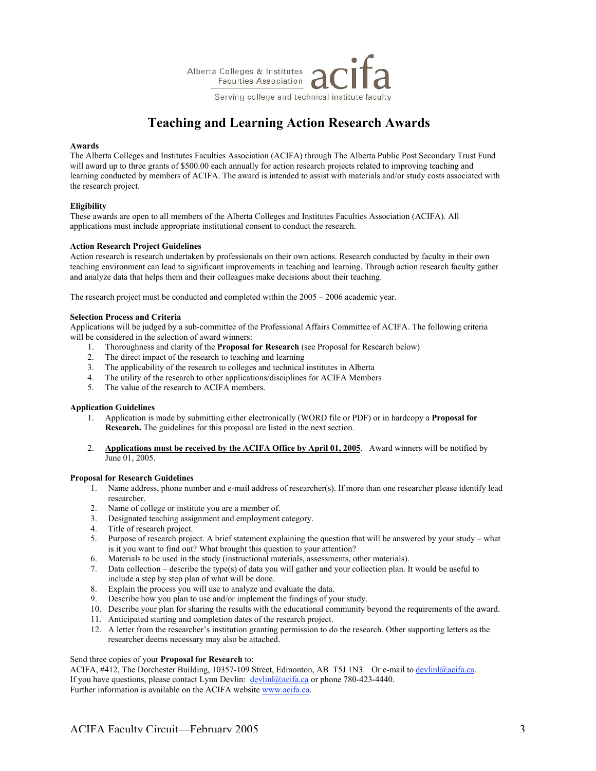Alberta Colleges & Institutes Faculties Association **acifa**

Serving college and technical institute faculty

# Teaching and Learning Action Research Awards

**Awards**

The Alberta Colleges and Institutes Faculties Association (ACIFA) through The Alberta Public Post Secondary Trust Fund will award up to three grants of $500.00 each annually for action research projects related to improving teaching and learning conducted by members of ACIFA. The award is intended to assist with materials and/or study costs associated with the research project.

**Eligibility**

These awards are open to all members of the Alberta Colleges and Institutes Faculties Association (ACIFA). All applications must include appropriate institutional consent to conduct the research.

**Action Research Project Guidelines**

Action research is research undertaken by professionals on their own actions. Research conducted by faculty in their own teaching environment can lead to significant improvements in teaching and learning. Through action research faculty gather and analyze data that helps them and their colleagues make decisions about their teaching.

The research project must be conducted and completed within the 2005 – 2006 academic year.

**Selection Process and Criteria**

Applications will be judged by a sub-committee of the Professional Affairs Committee of ACIFA. The following criteria will be considered in the selection of award winners:

1. Thoroughness and clarity of the **Proposal for Research** (see Proposal for Research below)
2. The direct impact of the research to teaching and learning
3. The applicability of the research to colleges and technical institutes in Alberta
4. The utility of the research to other applications/disciplines for ACIFA Members
5. The value of the research to ACIFA members.

**Application Guidelines**

1. Application is made by submitting either electronically (WORD file or PDF) or in hardcopy a **Proposal for Research.** The guidelines for this proposal are listed in the next section.

2. **Applications must be received by the ACIFA Office by April 01, 2005**. Award winners will be notified by June 01, 2005.

**Proposal for Research Guidelines**

1. Name address, phone number and e-mail address of researcher(s). If more than one researcher please identify lead researcher.
2. Name of college or institute you are a member of.
3. Designated teaching assignment and employment category.
4. Title of research project.
5. Purpose of research project. A brief statement explaining the question that will be answered by your study – what is it you want to find out? What brought this question to your attention?
6. Materials to be used in the study (instructional materials, assessments, other materials).
7. Data collection – describe the type(s) of data you will gather and your collection plan. It would be useful to include a step by step plan of what will be done.
8. Explain the process you will use to analyze and evaluate the data.
9. Describe how you plan to use and/or implement the findings of your study.
10. Describe your plan for sharing the results with the educational community beyond the requirements of the award.
11. Anticipated starting and completion dates of the research project.
12. A letter from the researcher's institution granting permission to do the research. Other supporting letters as the researcher deems necessary may also be attached.

Send three copies of your **Proposal for Research** to:

ACIFA, #412, The Dorchester Building, 10357-109 Street, Edmonton, AB T5J 1N3. Or e-mail to devlinl@acifa.ca.

If you have questions, please contact Lynn Devlin: devlinl@acifa.ca or phone 780-423-4440.

Further information is available on the ACIFA website www.acifa.ca.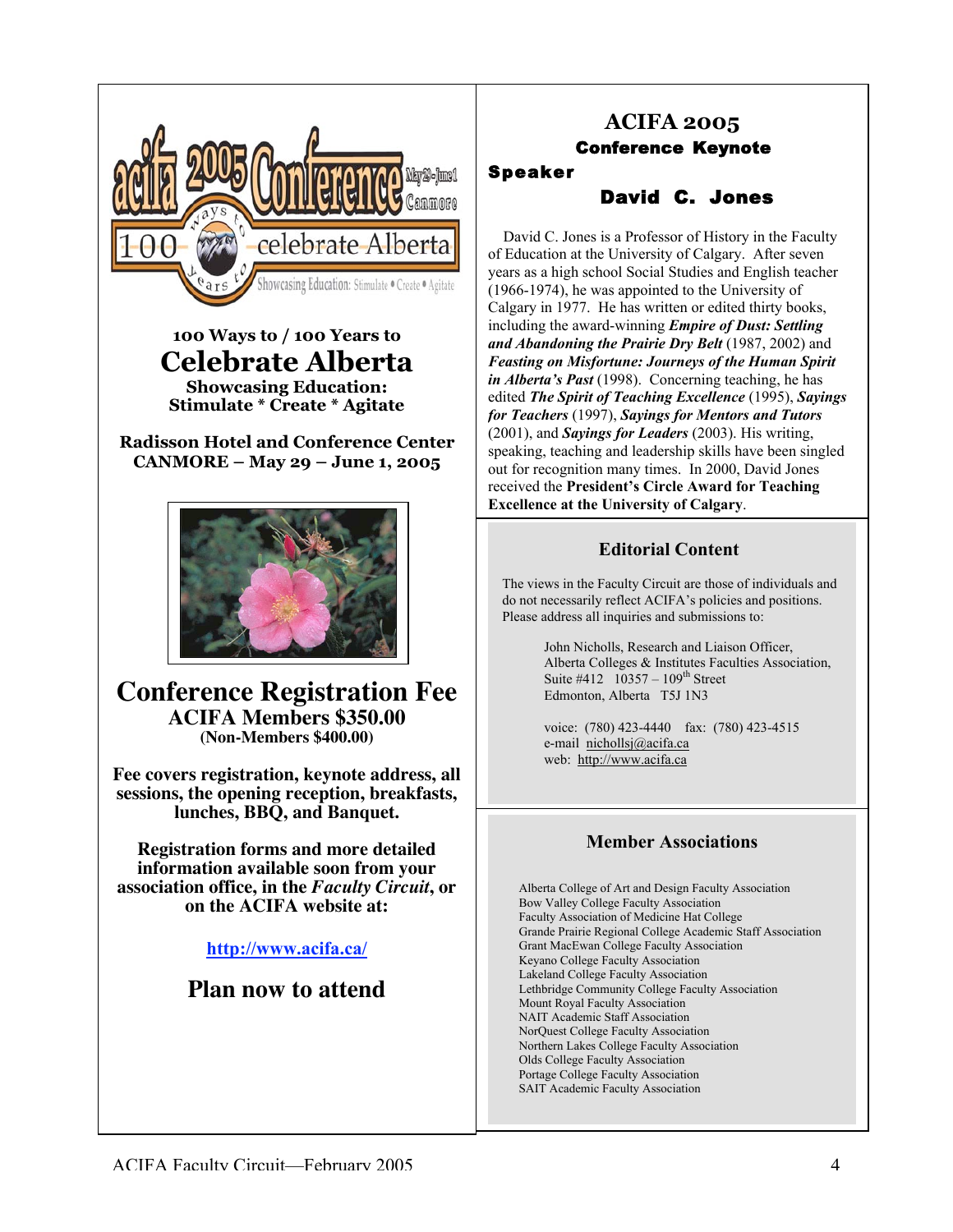## 100 Ways to / 100 Years to

# Celebrate Alberta

**Showcasing Education:**
**Stimulate * Create * Agitate**

**Radisson Hotel and Conference Center**
**CANMORE – May 29 – June 1, 2005**

## Conference Registration Fee

**ACIFA Members $350.00**
**(Non-Members $400.00)**

**Fee covers registration, keynote address, all sessions, the opening reception, breakfasts, lunches, BBQ, and Banquet.**

**Registration forms and more detailed information available soon from your association office, in the *Faculty Circuit*, or on the ACIFA website at:**

**http://www.acifa.ca/**

## Plan now to attend

## ACIFA 2005

### Conference Keynote Speaker

### David C. Jones

David C. Jones is a Professor of History in the Faculty of Education at the University of Calgary. After seven years as a high school Social Studies and English teacher (1966-1974), he was appointed to the University of Calgary in 1977. He has written or edited thirty books, including the award-winning ***Empire of Dust: Settling and Abandoning the Prairie Dry Belt*** (1987, 2002) and ***Feasting on Misfortune: Journeys of the Human Spirit in Alberta's Past*** (1998). Concerning teaching, he has edited ***The Spirit of Teaching Excellence*** (1995), ***Sayings for Teachers*** (1997), ***Sayings for Mentors and Tutors*** (2001), and ***Sayings for Leaders*** (2003). His writing, speaking, teaching and leadership skills have been singled out for recognition many times. In 2000, David Jones received the **President's Circle Award for Teaching Excellence at the University of Calgary**.

### Editorial Content

The views in the Faculty Circuit are those of individuals and do not necessarily reflect ACIFA's policies and positions. Please address all inquiries and submissions to:

John Nicholls, Research and Liaison Officer,
Alberta Colleges & Institutes Faculties Association,
Suite #412 10357 – 109th Street
Edmonton, Alberta T5J 1N3

voice: (780) 423-4440 fax: (780) 423-4515
e-mail nichollsj@acifa.ca
web: http://www.acifa.ca

### Member Associations

Alberta College of Art and Design Faculty Association
Bow Valley College Faculty Association
Faculty Association of Medicine Hat College
Grande Prairie Regional College Academic Staff Association
Grant MacEwan College Faculty Association
Keyano College Faculty Association
Lakeland College Faculty Association
Lethbridge Community College Faculty Association
Mount Royal Faculty Association
NAIT Academic Staff Association
NorQuest College Faculty Association
Northern Lakes College Faculty Association
Olds College Faculty Association
Portage College Faculty Association
SAIT Academic Faculty Association